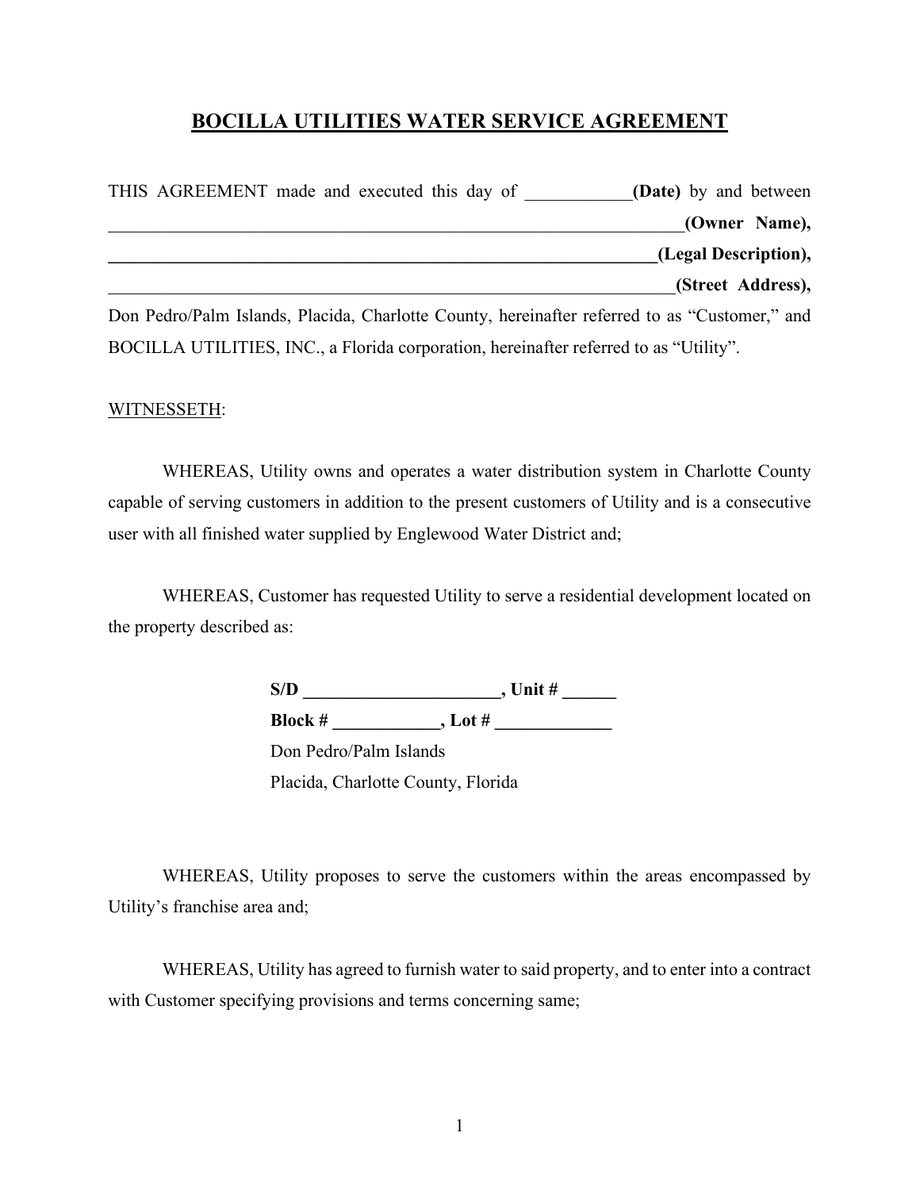# BOCILLA UTILITIES WATER SERVICE AGREEMENT

THIS AGREEMENT made and executed this day of ____________**(Date)** by and between _________________________________________________________________**(Owner Name),** _________________________________________________________________**(Legal Description),** _________________________________________________________________**(Street Address),** Don Pedro/Palm Islands, Placida, Charlotte County, hereinafter referred to as "Customer," and BOCILLA UTILITIES, INC., a Florida corporation, hereinafter referred to as "Utility".

WITNESSETH:

WHEREAS, Utility owns and operates a water distribution system in Charlotte County capable of serving customers in addition to the present customers of Utility and is a consecutive user with all finished water supplied by Englewood Water District and;

WHEREAS, Customer has requested Utility to serve a residential development located on the property described as:

> **S/D ______________________, Unit # ______**
> **Block # ____________, Lot # _____________**
> Don Pedro/Palm Islands
> Placida, Charlotte County, Florida

WHEREAS, Utility proposes to serve the customers within the areas encompassed by Utility's franchise area and;

WHEREAS, Utility has agreed to furnish water to said property, and to enter into a contract with Customer specifying provisions and terms concerning same;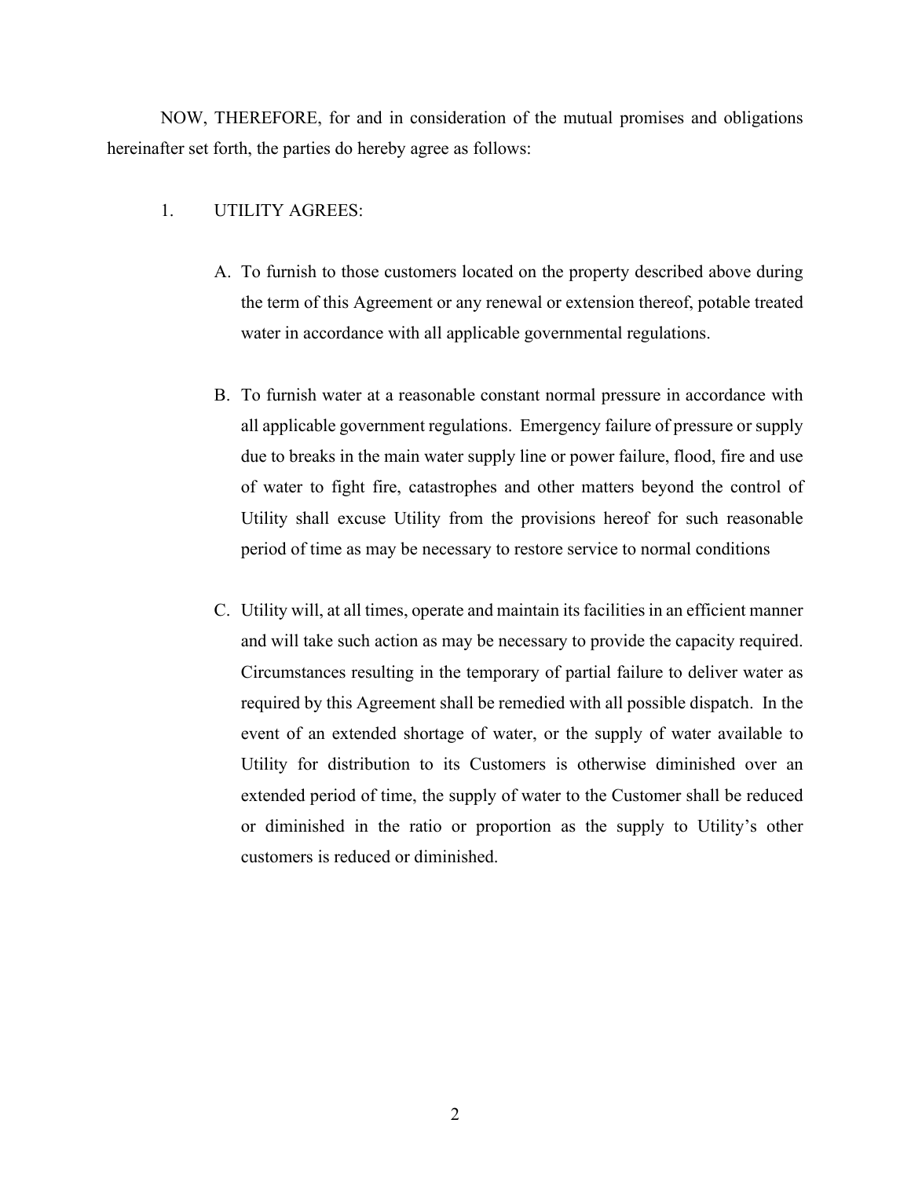NOW, THEREFORE, for and in consideration of the mutual promises and obligations hereinafter set forth, the parties do hereby agree as follows:

1. UTILITY AGREES:

   A. To furnish to those customers located on the property described above during the term of this Agreement or any renewal or extension thereof, potable treated water in accordance with all applicable governmental regulations.

   B. To furnish water at a reasonable constant normal pressure in accordance with all applicable government regulations. Emergency failure of pressure or supply due to breaks in the main water supply line or power failure, flood, fire and use of water to fight fire, catastrophes and other matters beyond the control of Utility shall excuse Utility from the provisions hereof for such reasonable period of time as may be necessary to restore service to normal conditions

   C. Utility will, at all times, operate and maintain its facilities in an efficient manner and will take such action as may be necessary to provide the capacity required. Circumstances resulting in the temporary of partial failure to deliver water as required by this Agreement shall be remedied with all possible dispatch. In the event of an extended shortage of water, or the supply of water available to Utility for distribution to its Customers is otherwise diminished over an extended period of time, the supply of water to the Customer shall be reduced or diminished in the ratio or proportion as the supply to Utility's other customers is reduced or diminished.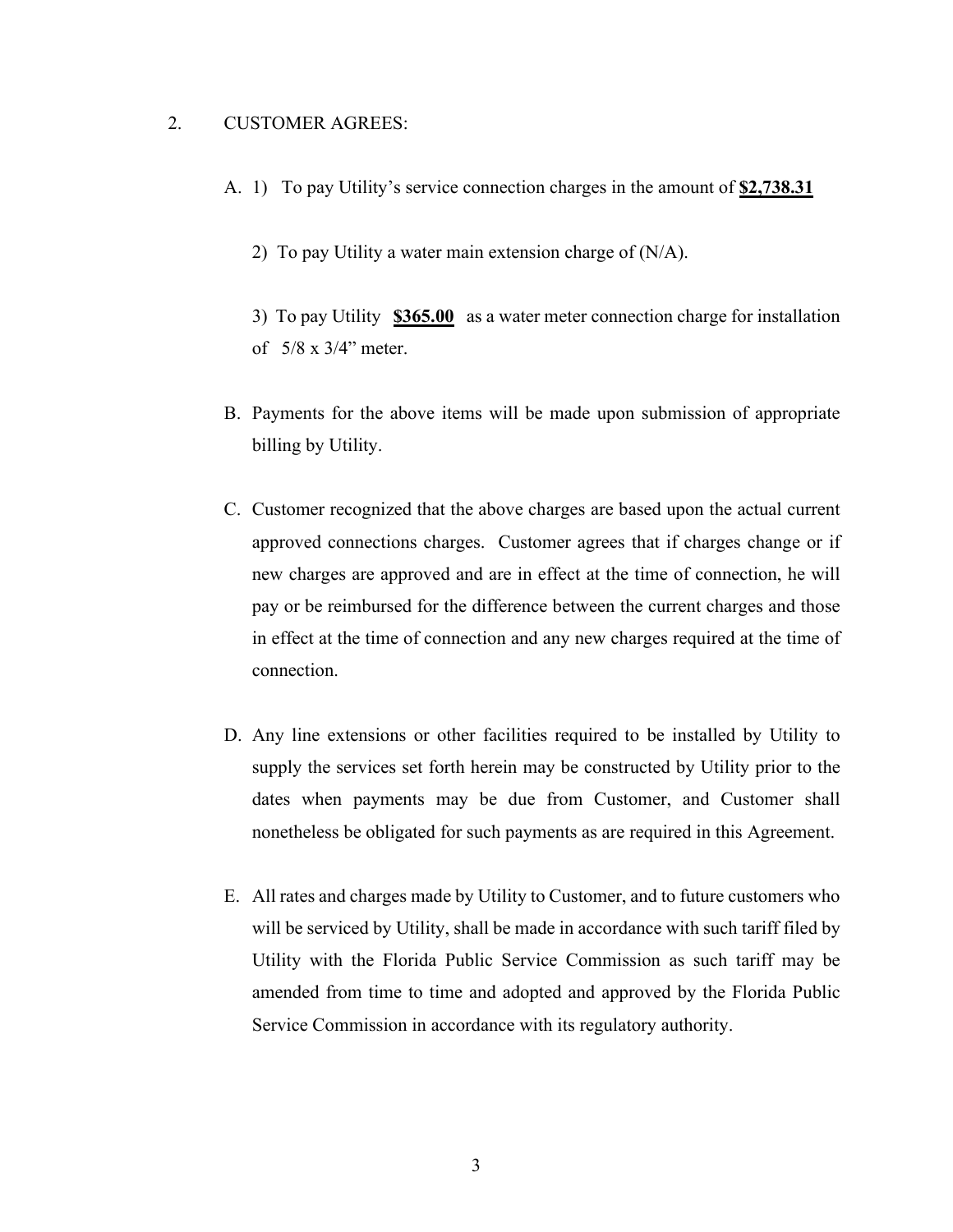2. CUSTOMER AGREES:

A. 1) To pay Utility's service connection charges in the amount of **$2,738.31**

2) To pay Utility a water main extension charge of (N/A).

3) To pay Utility **$365.00** as a water meter connection charge for installation of 5/8 x 3/4" meter.

B. Payments for the above items will be made upon submission of appropriate billing by Utility.

C. Customer recognized that the above charges are based upon the actual current approved connections charges. Customer agrees that if charges change or if new charges are approved and are in effect at the time of connection, he will pay or be reimbursed for the difference between the current charges and those in effect at the time of connection and any new charges required at the time of connection.

D. Any line extensions or other facilities required to be installed by Utility to supply the services set forth herein may be constructed by Utility prior to the dates when payments may be due from Customer, and Customer shall nonetheless be obligated for such payments as are required in this Agreement.

E. All rates and charges made by Utility to Customer, and to future customers who will be serviced by Utility, shall be made in accordance with such tariff filed by Utility with the Florida Public Service Commission as such tariff may be amended from time to time and adopted and approved by the Florida Public Service Commission in accordance with its regulatory authority.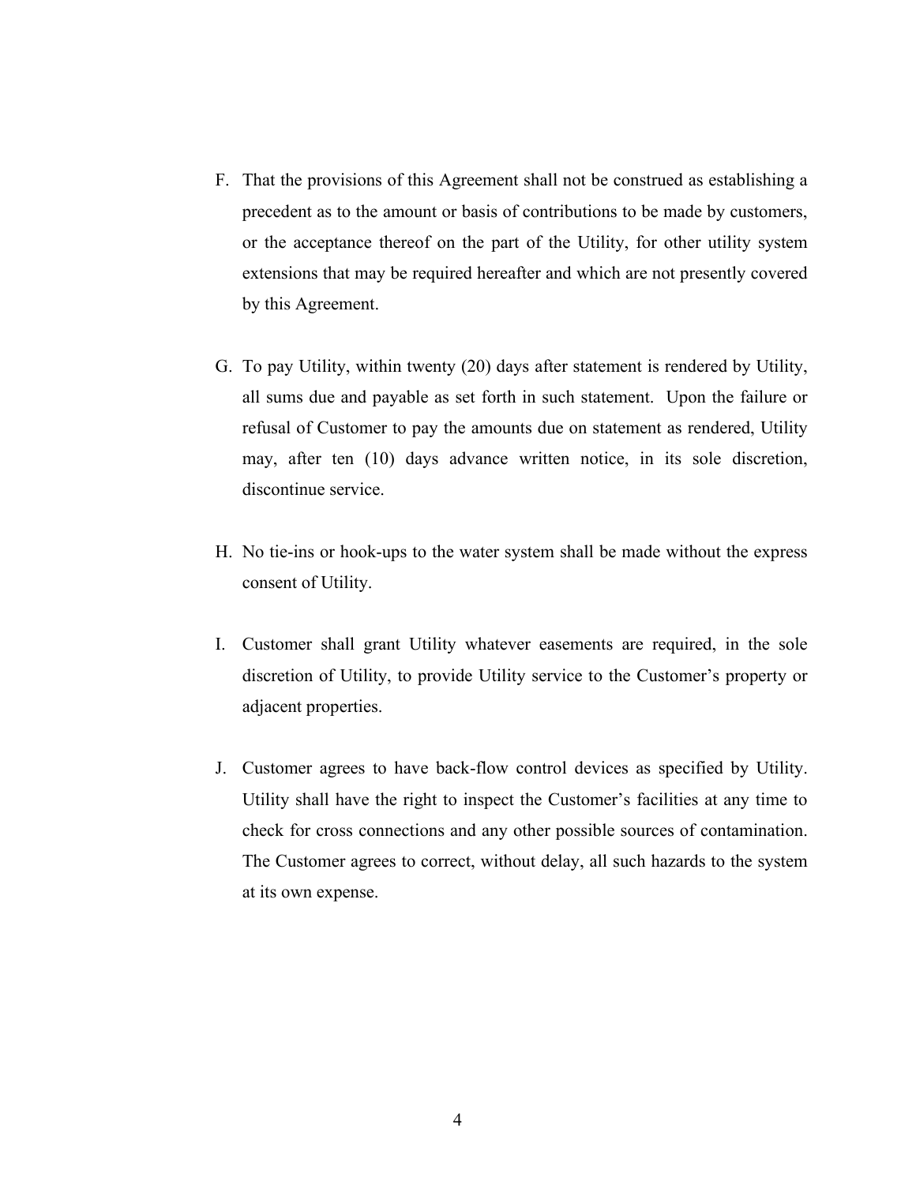F. That the provisions of this Agreement shall not be construed as establishing a precedent as to the amount or basis of contributions to be made by customers, or the acceptance thereof on the part of the Utility, for other utility system extensions that may be required hereafter and which are not presently covered by this Agreement.

G. To pay Utility, within twenty (20) days after statement is rendered by Utility, all sums due and payable as set forth in such statement. Upon the failure or refusal of Customer to pay the amounts due on statement as rendered, Utility may, after ten (10) days advance written notice, in its sole discretion, discontinue service.

H. No tie-ins or hook-ups to the water system shall be made without the express consent of Utility.

I. Customer shall grant Utility whatever easements are required, in the sole discretion of Utility, to provide Utility service to the Customer's property or adjacent properties.

J. Customer agrees to have back-flow control devices as specified by Utility. Utility shall have the right to inspect the Customer's facilities at any time to check for cross connections and any other possible sources of contamination. The Customer agrees to correct, without delay, all such hazards to the system at its own expense.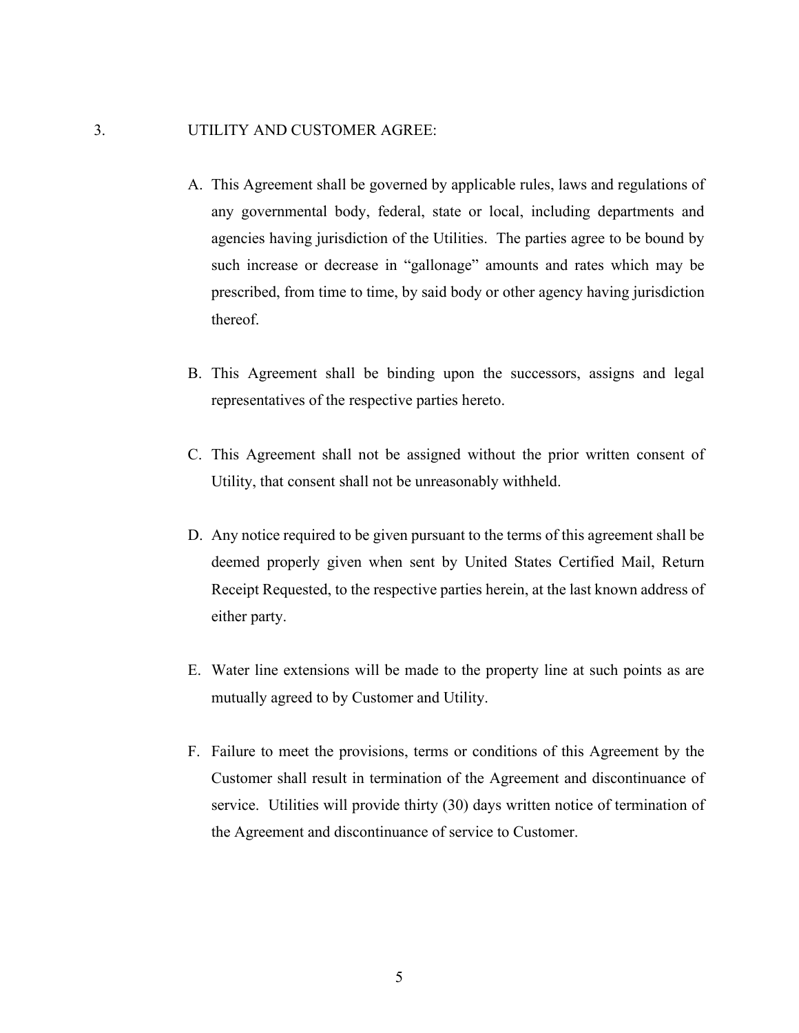3. UTILITY AND CUSTOMER AGREE:

A. This Agreement shall be governed by applicable rules, laws and regulations of any governmental body, federal, state or local, including departments and agencies having jurisdiction of the Utilities. The parties agree to be bound by such increase or decrease in "gallonage" amounts and rates which may be prescribed, from time to time, by said body or other agency having jurisdiction thereof.

B. This Agreement shall be binding upon the successors, assigns and legal representatives of the respective parties hereto.

C. This Agreement shall not be assigned without the prior written consent of Utility, that consent shall not be unreasonably withheld.

D. Any notice required to be given pursuant to the terms of this agreement shall be deemed properly given when sent by United States Certified Mail, Return Receipt Requested, to the respective parties herein, at the last known address of either party.

E. Water line extensions will be made to the property line at such points as are mutually agreed to by Customer and Utility.

F. Failure to meet the provisions, terms or conditions of this Agreement by the Customer shall result in termination of the Agreement and discontinuance of service. Utilities will provide thirty (30) days written notice of termination of the Agreement and discontinuance of service to Customer.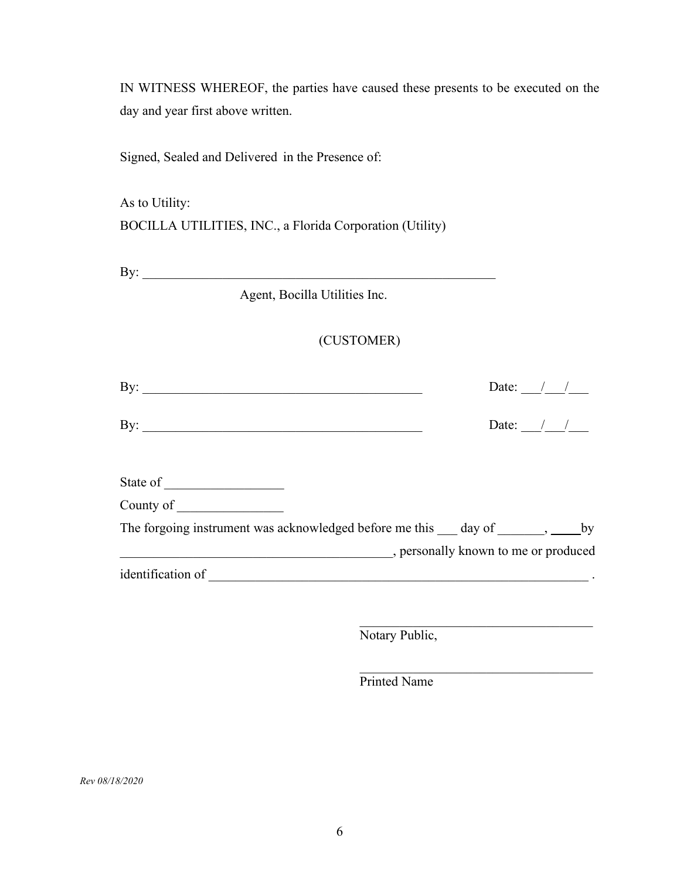IN WITNESS WHEREOF, the parties have caused these presents to be executed on the day and year first above written.

Signed, Sealed and Delivered in the Presence of:

As to Utility:
BOCILLA UTILITIES, INC., a Florida Corporation (Utility)

By: _______________________________________________________
Agent, Bocilla Utilities Inc.

(CUSTOMER)

By: _________________________________________ Date: ___/___/___

By: _________________________________________ Date: ___/___/___

State of _________________
County of ________________
The forgoing instrument was acknowledged before me this ___ day of _______, ____ by _________________________________________, personally known to me or produced identification of ___________________________________________________________ .

___________________________________
Notary Public,

___________________________________
Printed Name

*Rev 08/18/2020*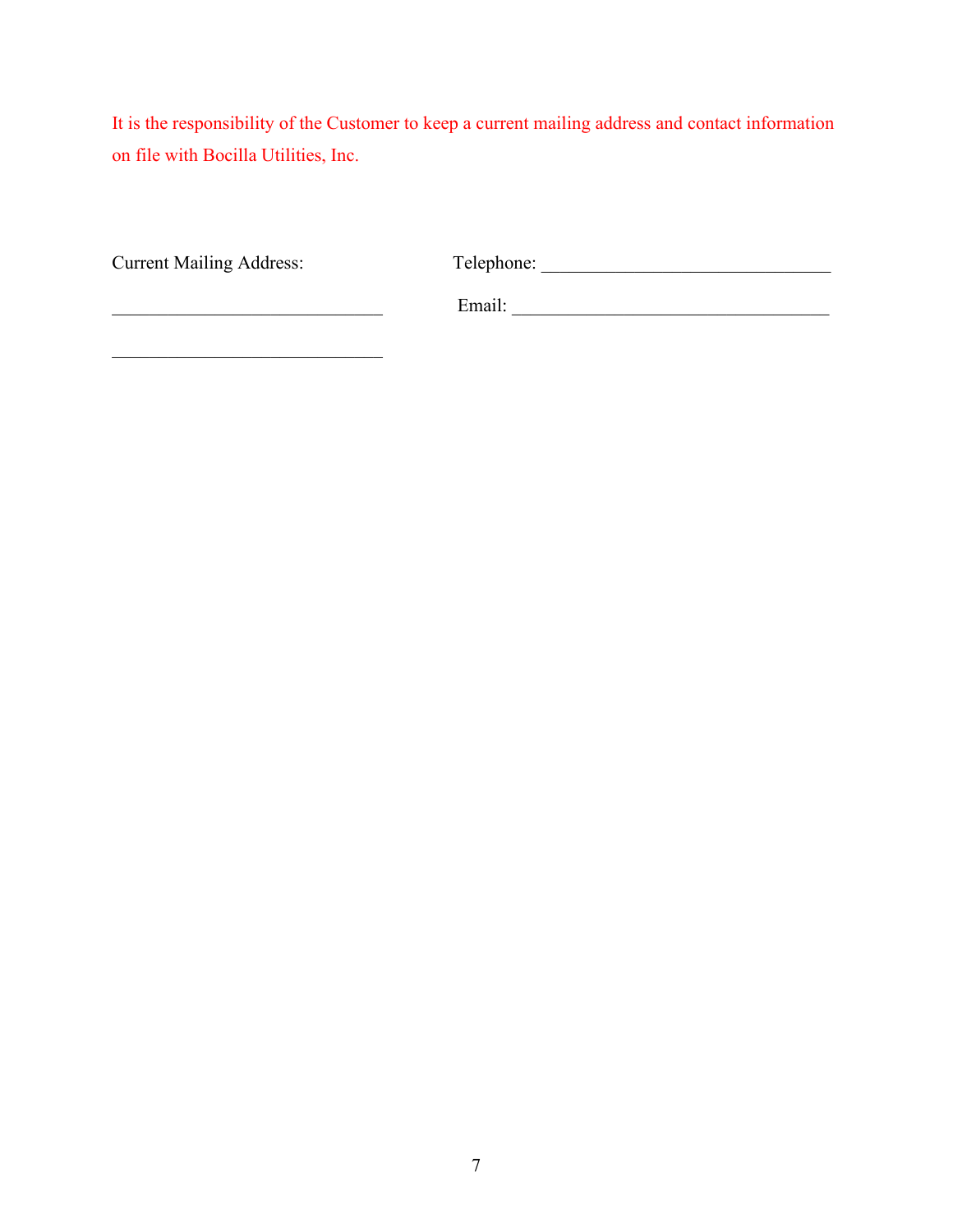It is the responsibility of the Customer to keep a current mailing address and contact information on file with Bocilla Utilities, Inc.

Current Mailing Address:

______________________________

______________________________

Telephone: ________________________________

Email: __________________________________